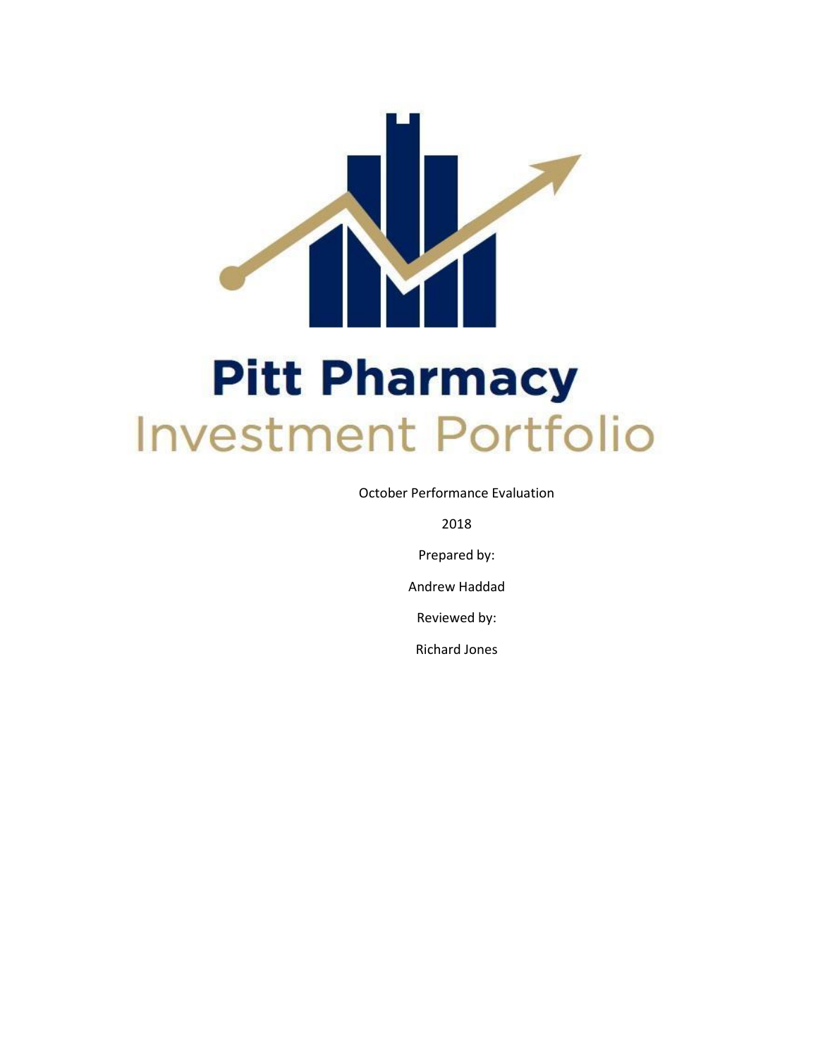# Pitt Pharmacy
## Investment Portfolio

October Performance Evaluation

2018

Prepared by:

Andrew Haddad

Reviewed by:

Richard Jones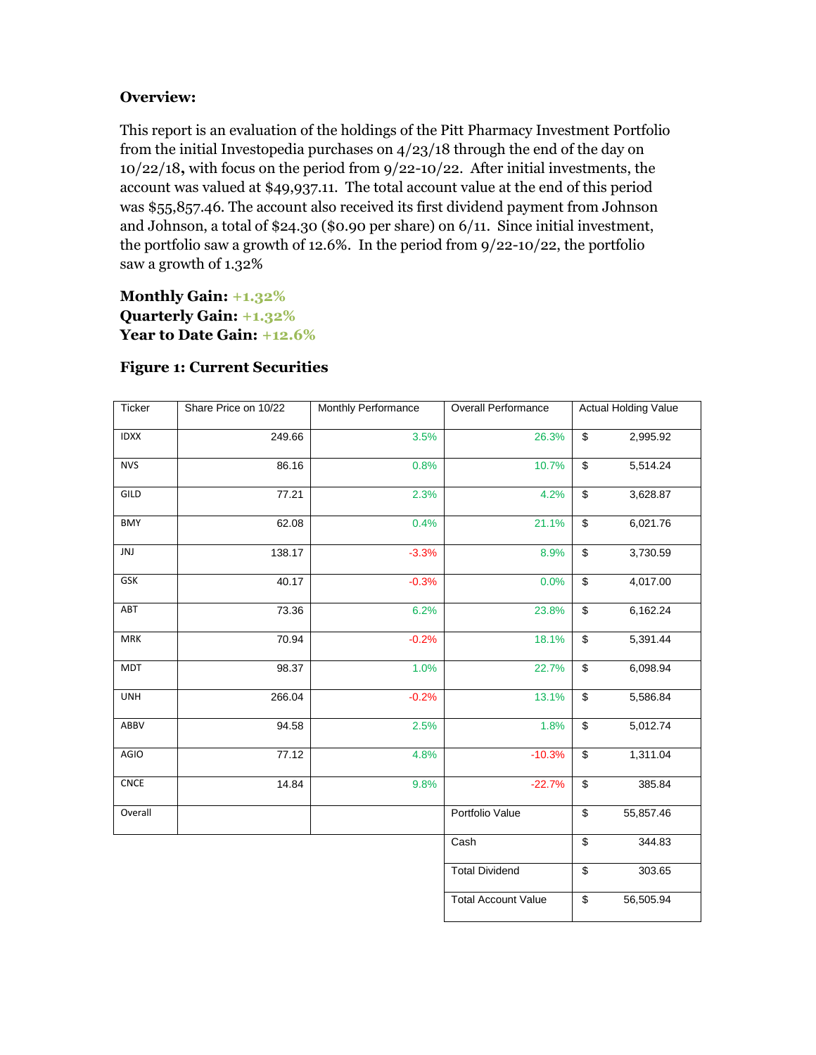### Overview:

This report is an evaluation of the holdings of the Pitt Pharmacy Investment Portfolio from the initial Investopedia purchases on 4/23/18 through the end of the day on 10/22/18**,** with focus on the period from 9/22-10/22. After initial investments, the account was valued at $49,937.11. The total account value at the end of this period was $55,857.46. The account also received its first dividend payment from Johnson and Johnson, a total of $24.30 ($0.90 per share) on 6/11. Since initial investment, the portfolio saw a growth of 12.6%. In the period from 9/22-10/22, the portfolio saw a growth of 1.32%

**Monthly Gain:** **+1.32%**
**Quarterly Gain:** **+1.32%**
**Year to Date Gain:** **+12.6%**

### Figure 1: Current Securities

| Ticker | Share Price on 10/22 | Monthly Performance | Overall Performance | Actual Holding Value |
|---|---|---|---|---|
| IDXX | 249.66 | 3.5% | 26.3% | $ 2,995.92 |
| NVS | 86.16 | 0.8% | 10.7% | $ 5,514.24 |
| GILD | 77.21 | 2.3% | 4.2% | $ 3,628.87 |
| BMY | 62.08 | 0.4% | 21.1% | $ 6,021.76 |
| JNJ | 138.17 | -3.3% | 8.9% | $ 3,730.59 |
| GSK | 40.17 | -0.3% | 0.0% | $ 4,017.00 |
| ABT | 73.36 | 6.2% | 23.8% | $ 6,162.24 |
| MRK | 70.94 | -0.2% | 18.1% | $ 5,391.44 |
| MDT | 98.37 | 1.0% | 22.7% | $ 6,098.94 |
| UNH | 266.04 | -0.2% | 13.1% | $ 5,586.84 |
| ABBV | 94.58 | 2.5% | 1.8% | $ 5,012.74 |
| AGIO | 77.12 | 4.8% | -10.3% | $ 1,311.04 |
| CNCE | 14.84 | 9.8% | -22.7% | $ 385.84 |
| Overall | | | Portfolio Value | $ 55,857.46 |
| | | | Cash | $ 344.83 |
| | | | Total Dividend | $ 303.65 |
| | | | Total Account Value | $ 56,505.94 |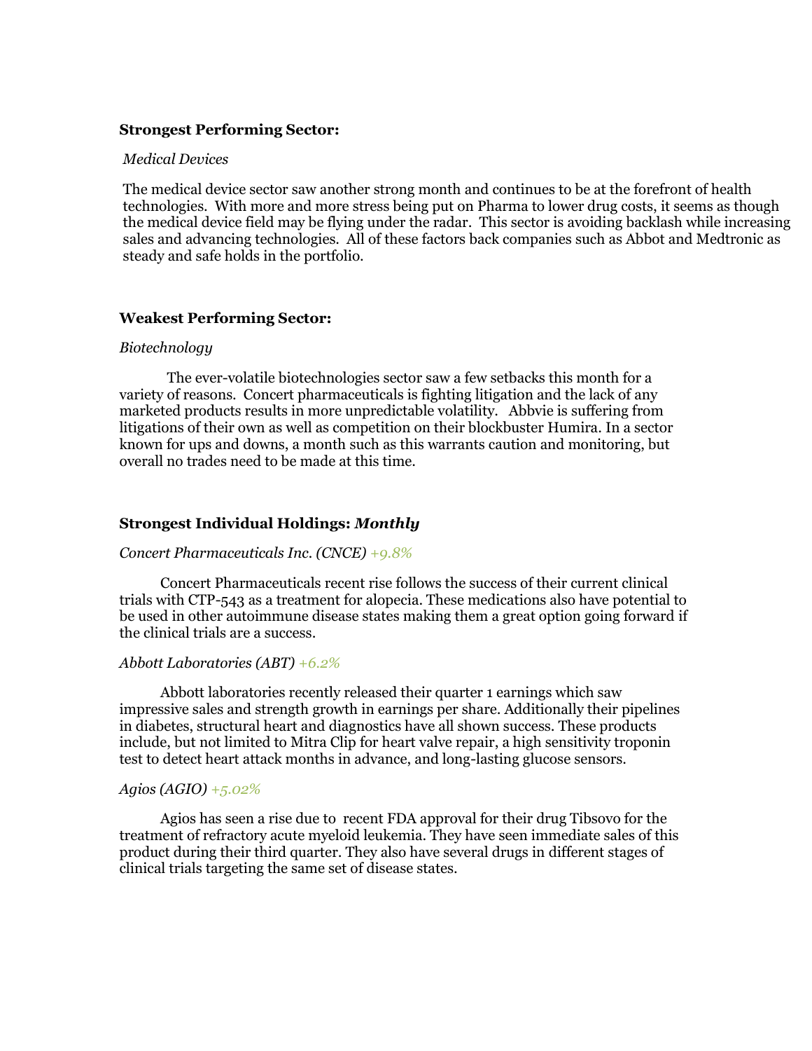**Strongest Performing Sector:**

*Medical Devices*

The medical device sector saw another strong month and continues to be at the forefront of health technologies. With more and more stress being put on Pharma to lower drug costs, it seems as though the medical device field may be flying under the radar. This sector is avoiding backlash while increasing sales and advancing technologies. All of these factors back companies such as Abbot and Medtronic as steady and safe holds in the portfolio.

**Weakest Performing Sector:**

*Biotechnology*

The ever-volatile biotechnologies sector saw a few setbacks this month for a variety of reasons. Concert pharmaceuticals is fighting litigation and the lack of any marketed products results in more unpredictable volatility. Abbvie is suffering from litigations of their own as well as competition on their blockbuster Humira. In a sector known for ups and downs, a month such as this warrants caution and monitoring, but overall no trades need to be made at this time.

**Strongest Individual Holdings: *Monthly***

*Concert Pharmaceuticals Inc. (CNCE) +9.8%*

Concert Pharmaceuticals recent rise follows the success of their current clinical trials with CTP-543 as a treatment for alopecia. These medications also have potential to be used in other autoimmune disease states making them a great option going forward if the clinical trials are a success.

*Abbott Laboratories (ABT) +6.2%*

Abbott laboratories recently released their quarter 1 earnings which saw impressive sales and strength growth in earnings per share. Additionally their pipelines in diabetes, structural heart and diagnostics have all shown success. These products include, but not limited to Mitra Clip for heart valve repair, a high sensitivity troponin test to detect heart attack months in advance, and long-lasting glucose sensors.

*Agios (AGIO) +5.02%*

Agios has seen a rise due to recent FDA approval for their drug Tibsovo for the treatment of refractory acute myeloid leukemia. They have seen immediate sales of this product during their third quarter. They also have several drugs in different stages of clinical trials targeting the same set of disease states.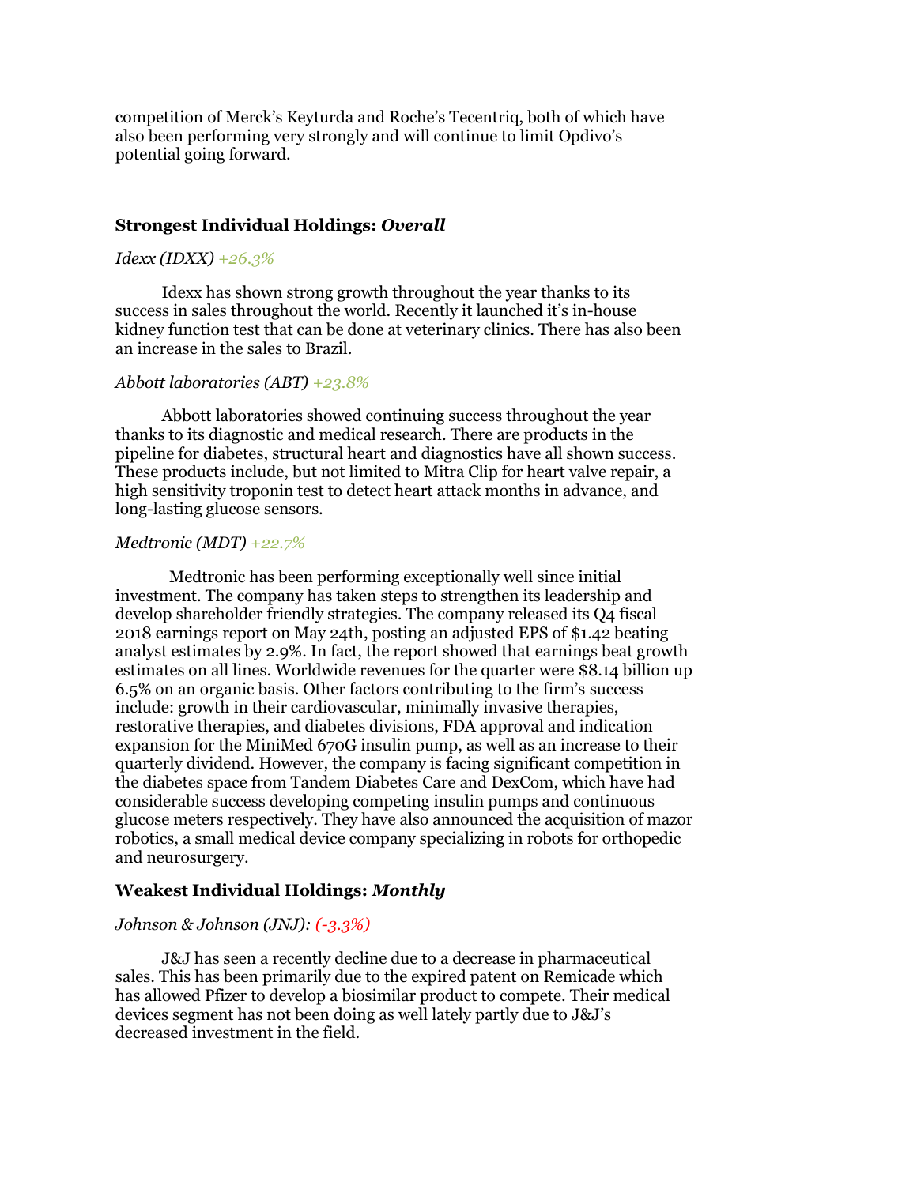competition of Merck's Keyturda and Roche's Tecentriq, both of which have also been performing very strongly and will continue to limit Opdivo's potential going forward.

### Strongest Individual Holdings: *Overall*

*Idexx (IDXX) +26.3%*

Idexx has shown strong growth throughout the year thanks to its success in sales throughout the world. Recently it launched it's in-house kidney function test that can be done at veterinary clinics. There has also been an increase in the sales to Brazil.

*Abbott laboratories (ABT) +23.8%*

Abbott laboratories showed continuing success throughout the year thanks to its diagnostic and medical research. There are products in the pipeline for diabetes, structural heart and diagnostics have all shown success. These products include, but not limited to Mitra Clip for heart valve repair, a high sensitivity troponin test to detect heart attack months in advance, and long-lasting glucose sensors.

*Medtronic (MDT) +22.7%*

Medtronic has been performing exceptionally well since initial investment. The company has taken steps to strengthen its leadership and develop shareholder friendly strategies. The company released its Q4 fiscal 2018 earnings report on May 24th, posting an adjusted EPS of $1.42 beating analyst estimates by 2.9%. In fact, the report showed that earnings beat growth estimates on all lines. Worldwide revenues for the quarter were $8.14 billion up 6.5% on an organic basis. Other factors contributing to the firm's success include: growth in their cardiovascular, minimally invasive therapies, restorative therapies, and diabetes divisions, FDA approval and indication expansion for the MiniMed 670G insulin pump, as well as an increase to their quarterly dividend. However, the company is facing significant competition in the diabetes space from Tandem Diabetes Care and DexCom, which have had considerable success developing competing insulin pumps and continuous glucose meters respectively. They have also announced the acquisition of mazor robotics, a small medical device company specializing in robots for orthopedic and neurosurgery.

### Weakest Individual Holdings: *Monthly*

*Johnson & Johnson (JNJ): (-3.3%)*

J&J has seen a recently decline due to a decrease in pharmaceutical sales. This has been primarily due to the expired patent on Remicade which has allowed Pfizer to develop a biosimilar product to compete. Their medical devices segment has not been doing as well lately partly due to J&J's decreased investment in the field.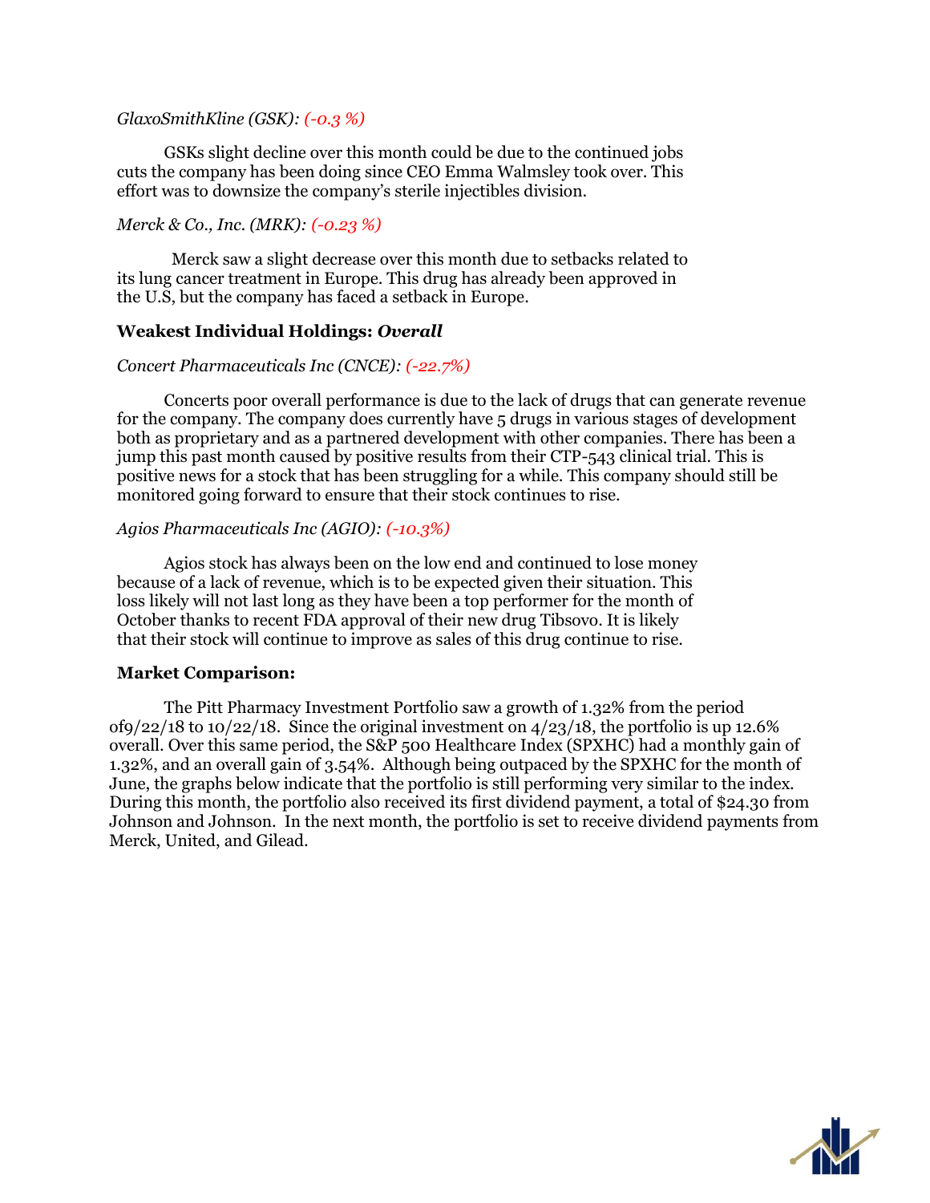*GlaxoSmithKline (GSK): (-0.3 %)*

GSKs slight decline over this month could be due to the continued jobs cuts the company has been doing since CEO Emma Walmsley took over. This effort was to downsize the company's sterile injectibles division.

*Merck & Co., Inc. (MRK): (-0.23 %)*

Merck saw a slight decrease over this month due to setbacks related to its lung cancer treatment in Europe. This drug has already been approved in the U.S, but the company has faced a setback in Europe.

**Weakest Individual Holdings: *Overall***

*Concert Pharmaceuticals Inc (CNCE): (-22.7%)*

Concerts poor overall performance is due to the lack of drugs that can generate revenue for the company. The company does currently have 5 drugs in various stages of development both as proprietary and as a partnered development with other companies. There has been a jump this past month caused by positive results from their CTP-543 clinical trial. This is positive news for a stock that has been struggling for a while. This company should still be monitored going forward to ensure that their stock continues to rise.

*Agios Pharmaceuticals Inc (AGIO): (-10.3%)*

Agios stock has always been on the low end and continued to lose money because of a lack of revenue, which is to be expected given their situation. This loss likely will not last long as they have been a top performer for the month of October thanks to recent FDA approval of their new drug Tibsovo. It is likely that their stock will continue to improve as sales of this drug continue to rise.

**Market Comparison:**

The Pitt Pharmacy Investment Portfolio saw a growth of 1.32% from the period of9/22/18 to 10/22/18. Since the original investment on 4/23/18, the portfolio is up 12.6% overall. Over this same period, the S&P 500 Healthcare Index (SPXHC) had a monthly gain of 1.32%, and an overall gain of 3.54%. Although being outpaced by the SPXHC for the month of June, the graphs below indicate that the portfolio is still performing very similar to the index. During this month, the portfolio also received its first dividend payment, a total of $24.30 from Johnson and Johnson. In the next month, the portfolio is set to receive dividend payments from Merck, United, and Gilead.